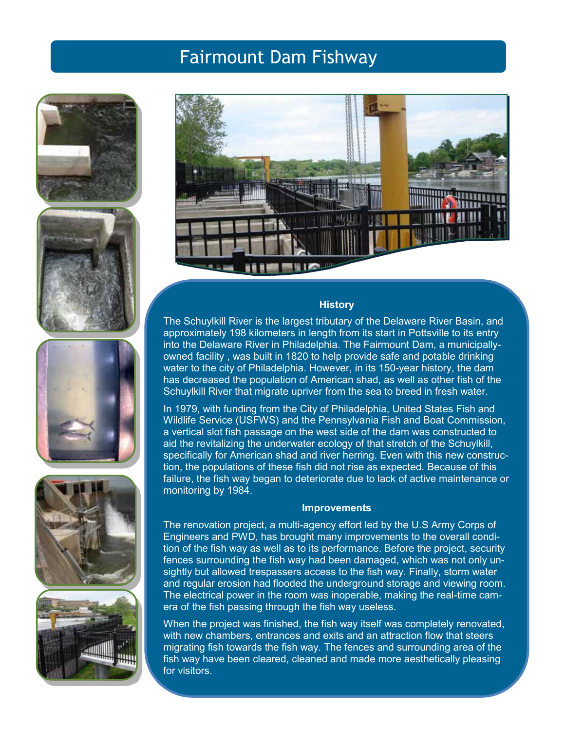# Fairmount Dam Fishway

### History

The Schuylkill River is the largest tributary of the Delaware River Basin, and approximately 198 kilometers in length from its start in Pottsville to its entry into the Delaware River in Philadelphia. The Fairmount Dam, a municipally-owned facility , was built in 1820 to help provide safe and potable drinking water to the city of Philadelphia. However, in its 150-year history, the dam has decreased the population of American shad, as well as other fish of the Schuylkill River that migrate upriver from the sea to breed in fresh water.

In 1979, with funding from the City of Philadelphia, United States Fish and Wildlife Service (USFWS) and the Pennsylvania Fish and Boat Commission, a vertical slot fish passage on the west side of the dam was constructed to aid the revitalizing the underwater ecology of that stretch of the Schuylkill, specifically for American shad and river herring. Even with this new construction, the populations of these fish did not rise as expected. Because of this failure, the fish way began to deteriorate due to lack of active maintenance or monitoring by 1984.

### Improvements

The renovation project, a multi-agency effort led by the U.S Army Corps of Engineers and PWD, has brought many improvements to the overall condition of the fish way as well as to its performance. Before the project, security fences surrounding the fish way had been damaged, which was not only unsightly but allowed trespassers access to the fish way. Finally, storm water and regular erosion had flooded the underground storage and viewing room. The electrical power in the room was inoperable, making the real-time camera of the fish passing through the fish way useless.

When the project was finished, the fish way itself was completely renovated, with new chambers, entrances and exits and an attraction flow that steers migrating fish towards the fish way. The fences and surrounding area of the fish way have been cleared, cleaned and made more aesthetically pleasing for visitors.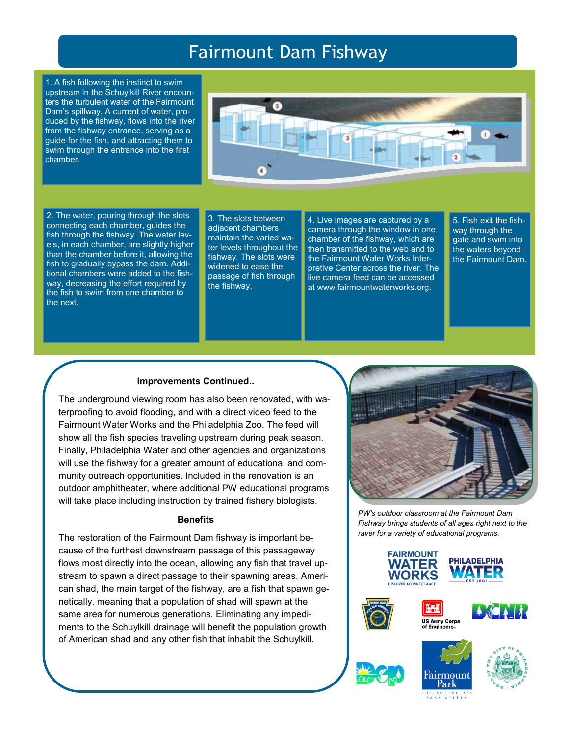# Fairmount Dam Fishway

1. A fish following the instinct to swim upstream in the Schuylkill River encounters the turbulent water of the Fairmount Dam's spillway. A current of water, produced by the fishway, flows into the river from the fishway entrance, serving as a guide for the fish, and attracting them to swim through the entrance into the first chamber.

2. The water, pouring through the slots connecting each chamber, guides the fish through the fishway. The water levels, in each chamber, are slightly higher than the chamber before it, allowing the fish to gradually bypass the dam. Additional chambers were added to the fishway, decreasing the effort required by the fish to swim from one chamber to the next.

3. The slots between adjacent chambers maintain the varied water levels throughout the fishway. The slots were widened to ease the passage of fish through the fishway.

4. Live images are captured by a camera through the window in one chamber of the fishway, which are then transmitted to the web and to the Fairmount Water Works Interpretive Center across the river. The live camera feed can be accessed at www.fairmountwaterworks.org.

5. Fish exit the fishway through the gate and swim into the waters beyond the Fairmount Dam.

**Improvements Continued..**

The underground viewing room has also been renovated, with waterproofing to avoid flooding, and with a direct video feed to the Fairmount Water Works and the Philadelphia Zoo. The feed will show all the fish species traveling upstream during peak season. Finally, Philadelphia Water and other agencies and organizations will use the fishway for a greater amount of educational and community outreach opportunities. Included in the renovation is an outdoor amphitheater, where additional PW educational programs will take place including instruction by trained fishery biologists.

**Benefits**

The restoration of the Fairmount Dam fishway is important because of the furthest downstream passage of this passageway flows most directly into the ocean, allowing any fish that travel upstream to spawn a direct passage to their spawning areas. American shad, the main target of the fishway, are a fish that spawn genetically, meaning that a population of shad will spawn at the same area for numerous generations. Eliminating any impediments to the Schuylkill drainage will benefit the population growth of American shad and any other fish that inhabit the Schuylkill.

*PW's outdoor classroom at the Fairmount Dam Fishway brings students of all ages right next to the raver for a variety of educational programs.*